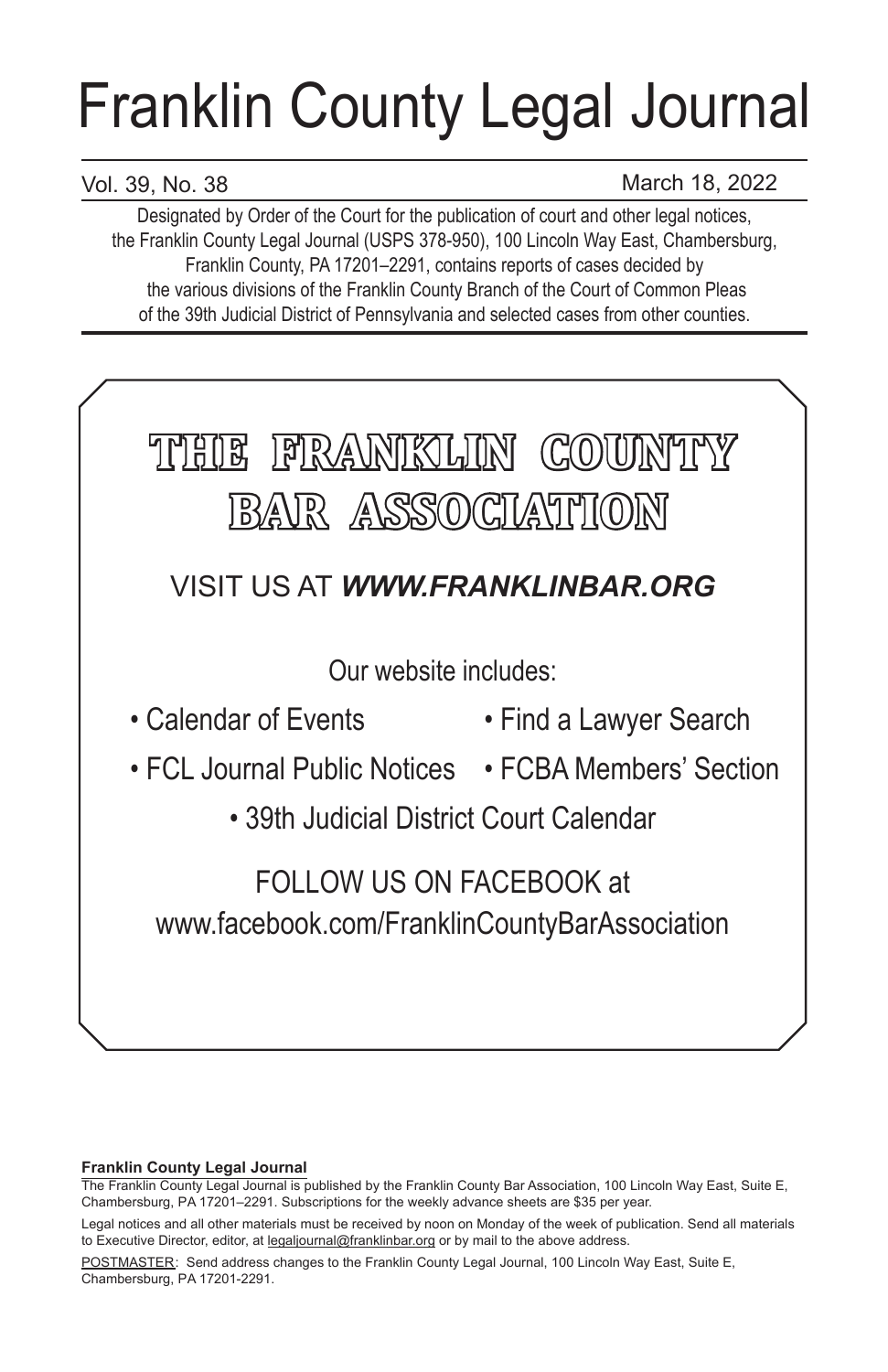# Franklin County Legal Journal

Vol. 39, No. 38 March 18, 2022

Designated by Order of the Court for the publication of court and other legal notices, the Franklin County Legal Journal (USPS 378-950), 100 Lincoln Way East, Chambersburg, Franklin County, PA 17201–2291, contains reports of cases decided by the various divisions of the Franklin County Branch of the Court of Common Pleas of the 39th Judicial District of Pennsylvania and selected cases from other counties.

## THE FRANKLIN COUNTY BAR ASSOCIATION

VISIT US AT ***WWW.FRANKLINBAR.ORG***

Our website includes:

- Calendar of Events
- Find a Lawyer Search
- FCL Journal Public Notices
- FCBA Members' Section
- 39th Judicial District Court Calendar

FOLLOW US ON FACEBOOK at www.facebook.com/FranklinCountyBarAssociation

**Franklin County Legal Journal**

The Franklin County Legal Journal is published by the Franklin County Bar Association, 100 Lincoln Way East, Suite E, Chambersburg, PA 17201–2291. Subscriptions for the weekly advance sheets are $35 per year.

Legal notices and all other materials must be received by noon on Monday of the week of publication. Send all materials to Executive Director, editor, at legaljournal@franklinbar.org or by mail to the above address.

POSTMASTER: Send address changes to the Franklin County Legal Journal, 100 Lincoln Way East, Suite E, Chambersburg, PA 17201-2291.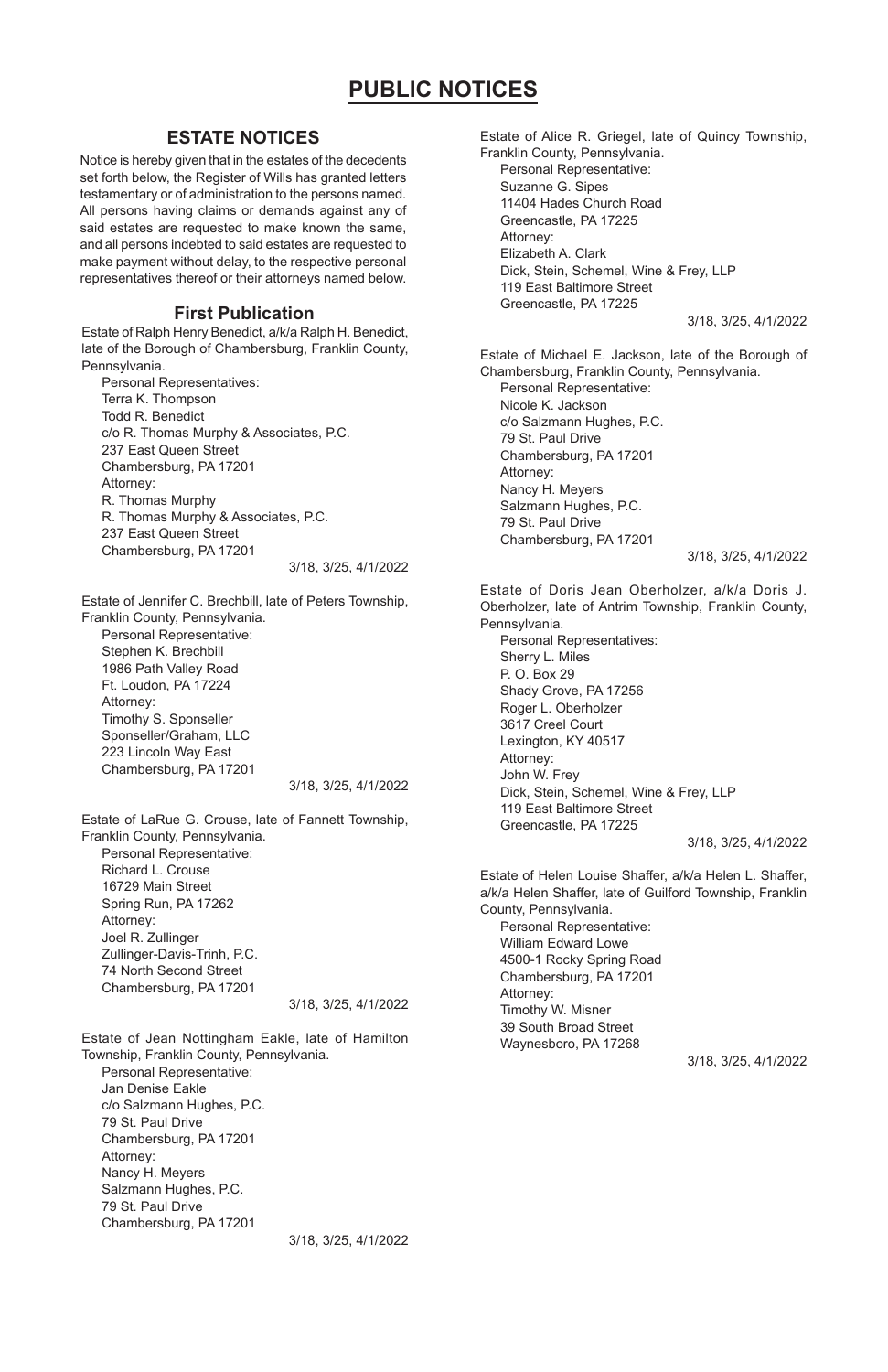# PUBLIC NOTICES

## ESTATE NOTICES

Notice is hereby given that in the estates of the decedents set forth below, the Register of Wills has granted letters testamentary or of administration to the persons named. All persons having claims or demands against any of said estates are requested to make known the same, and all persons indebted to said estates are requested to make payment without delay, to the respective personal representatives thereof or their attorneys named below.

### First Publication

Estate of Ralph Henry Benedict, a/k/a Ralph H. Benedict, late of the Borough of Chambersburg, Franklin County, Pennsylvania.

Personal Representatives:
Terra K. Thompson
Todd R. Benedict
c/o R. Thomas Murphy & Associates, P.C.
237 East Queen Street
Chambersburg, PA 17201
Attorney:
R. Thomas Murphy
R. Thomas Murphy & Associates, P.C.
237 East Queen Street
Chambersburg, PA 17201

3/18, 3/25, 4/1/2022

Estate of Jennifer C. Brechbill, late of Peters Township, Franklin County, Pennsylvania.

Personal Representative:
Stephen K. Brechbill
1986 Path Valley Road
Ft. Loudon, PA 17224
Attorney:
Timothy S. Sponseller
Sponseller/Graham, LLC
223 Lincoln Way East
Chambersburg, PA 17201

3/18, 3/25, 4/1/2022

Estate of LaRue G. Crouse, late of Fannett Township, Franklin County, Pennsylvania.

Personal Representative:
Richard L. Crouse
16729 Main Street
Spring Run, PA 17262
Attorney:
Joel R. Zullinger
Zullinger-Davis-Trinh, P.C.
74 North Second Street
Chambersburg, PA 17201

3/18, 3/25, 4/1/2022

Estate of Jean Nottingham Eakle, late of Hamilton Township, Franklin County, Pennsylvania.

Personal Representative:
Jan Denise Eakle
c/o Salzmann Hughes, P.C.
79 St. Paul Drive
Chambersburg, PA 17201
Attorney:
Nancy H. Meyers
Salzmann Hughes, P.C.
79 St. Paul Drive
Chambersburg, PA 17201

3/18, 3/25, 4/1/2022

Estate of Alice R. Griegel, late of Quincy Township, Franklin County, Pennsylvania.

Personal Representative:
Suzanne G. Sipes
11404 Hades Church Road
Greencastle, PA 17225
Attorney:
Elizabeth A. Clark
Dick, Stein, Schemel, Wine & Frey, LLP
119 East Baltimore Street
Greencastle, PA 17225

3/18, 3/25, 4/1/2022

Estate of Michael E. Jackson, late of the Borough of Chambersburg, Franklin County, Pennsylvania.

Personal Representative:
Nicole K. Jackson
c/o Salzmann Hughes, P.C.
79 St. Paul Drive
Chambersburg, PA 17201
Attorney:
Nancy H. Meyers
Salzmann Hughes, P.C.
79 St. Paul Drive
Chambersburg, PA 17201

3/18, 3/25, 4/1/2022

Estate of Doris Jean Oberholzer, a/k/a Doris J. Oberholzer, late of Antrim Township, Franklin County, Pennsylvania.

Personal Representatives:
Sherry L. Miles
P. O. Box 29
Shady Grove, PA 17256
Roger L. Oberholzer
3617 Creel Court
Lexington, KY 40517
Attorney:
John W. Frey
Dick, Stein, Schemel, Wine & Frey, LLP
119 East Baltimore Street
Greencastle, PA 17225

3/18, 3/25, 4/1/2022

Estate of Helen Louise Shaffer, a/k/a Helen L. Shaffer, a/k/a Helen Shaffer, late of Guilford Township, Franklin County, Pennsylvania.

Personal Representative:
William Edward Lowe
4500-1 Rocky Spring Road
Chambersburg, PA 17201
Attorney:
Timothy W. Misner
39 South Broad Street
Waynesboro, PA 17268

3/18, 3/25, 4/1/2022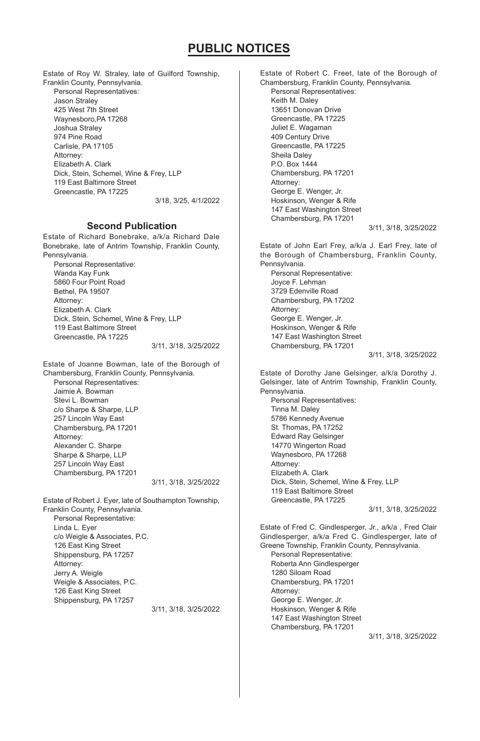# PUBLIC NOTICES

Estate of Roy W. Straley, late of Guilford Township, Franklin County, Pennsylvania.

Personal Representatives:
Jason Straley
425 West 7th Street
Waynesboro,PA 17268
Joshua Straley
974 Pine Road
Carlisle, PA 17105
Attorney:
Elizabeth A. Clark
Dick, Stein, Schemel, Wine & Frey, LLP
119 East Baltimore Street
Greencastle, PA 17225

3/18, 3/25, 4/1/2022

## Second Publication

Estate of Richard Bonebrake, a/k/a Richard Dale Bonebrake, late of Antrim Township, Franklin County, Pennsylvania.

Personal Representative:
Wanda Kay Funk
5860 Four Point Road
Bethel, PA 19507
Attorney:
Elizabeth A. Clark
Dick, Stein, Schemel, Wine & Frey, LLP
119 East Baltimore Street
Greencastle, PA 17225

3/11, 3/18, 3/25/2022

Estate of Joanne Bowman, late of the Borough of Chambersburg, Franklin County, Pennsylvania.

Personal Representatives:
Jaimie A. Bowman
Stevi L. Bowman
c/o Sharpe & Sharpe, LLP
257 Lincoln Way East
Chambersburg, PA 17201
Attorney:
Alexander C. Sharpe
Sharpe & Sharpe, LLP
257 Lincoln Way East
Chambersburg, PA 17201

3/11, 3/18, 3/25/2022

Estate of Robert J. Eyer, late of Southampton Township, Franklin County, Pennsylvania.

Personal Representative:
Linda L. Eyer
c/o Weigle & Associates, P.C.
126 East King Street
Shippensburg, PA 17257
Attorney:
Jerry A. Weigle
Weigle & Associates, P.C.
126 East King Street
Shippensburg, PA 17257

3/11, 3/18, 3/25/2022

Estate of Robert C. Freet, late of the Borough of Chambersburg, Franklin County, Pennsylvania.

Personal Representatives:
Keith M. Daley
13651 Donovan Drive
Greencastle, PA 17225
Juliet E. Wagaman
409 Century Drive
Greencastle, PA 17225
Sheila Daley
P.O. Box 1444
Chambersburg, PA 17201
Attorney:
George E. Wenger, Jr.
Hoskinson, Wenger & Rife
147 East Washington Street
Chambersburg, PA 17201

3/11, 3/18, 3/25/2022

Estate of John Earl Frey, a/k/a J. Earl Frey, late of the Borough of Chambersburg, Franklin County, Pennsylvania.

Personal Representative:
Joyce F. Lehman
3729 Edenville Road
Chambersburg, PA 17202
Attorney:
George E. Wenger, Jr.
Hoskinson, Wenger & Rife
147 East Washington Street
Chambersburg, PA 17201

3/11, 3/18, 3/25/2022

Estate of Dorothy Jane Gelsinger, a/k/a Dorothy J. Gelsinger, late of Antrim Township, Franklin County, Pennsylvania.

Personal Representatives:
Tinna M. Daley
5786 Kennedy Avenue
St. Thomas, PA 17252
Edward Ray Gelsinger
14770 Wingerton Road
Waynesboro, PA 17268
Attorney:
Elizabeth A. Clark
Dick, Stein, Schemel, Wine & Frey, LLP
119 East Baltimore Street
Greencastle, PA 17225

3/11, 3/18, 3/25/2022

Estate of Fred C. Gindlesperger, Jr., a/k/a , Fred Clair Gindlesperger, a/k/a Fred C. Gindlesperger, late of Greene Township, Franklin County, Pennsylvania.

Personal Representative:
Roberta Ann Gindlesperger
1280 Siloam Road
Chambersburg, PA 17201
Attorney:
George E. Wenger, Jr.
Hoskinson, Wenger & Rife
147 East Washington Street
Chambersburg, PA 17201

3/11, 3/18, 3/25/2022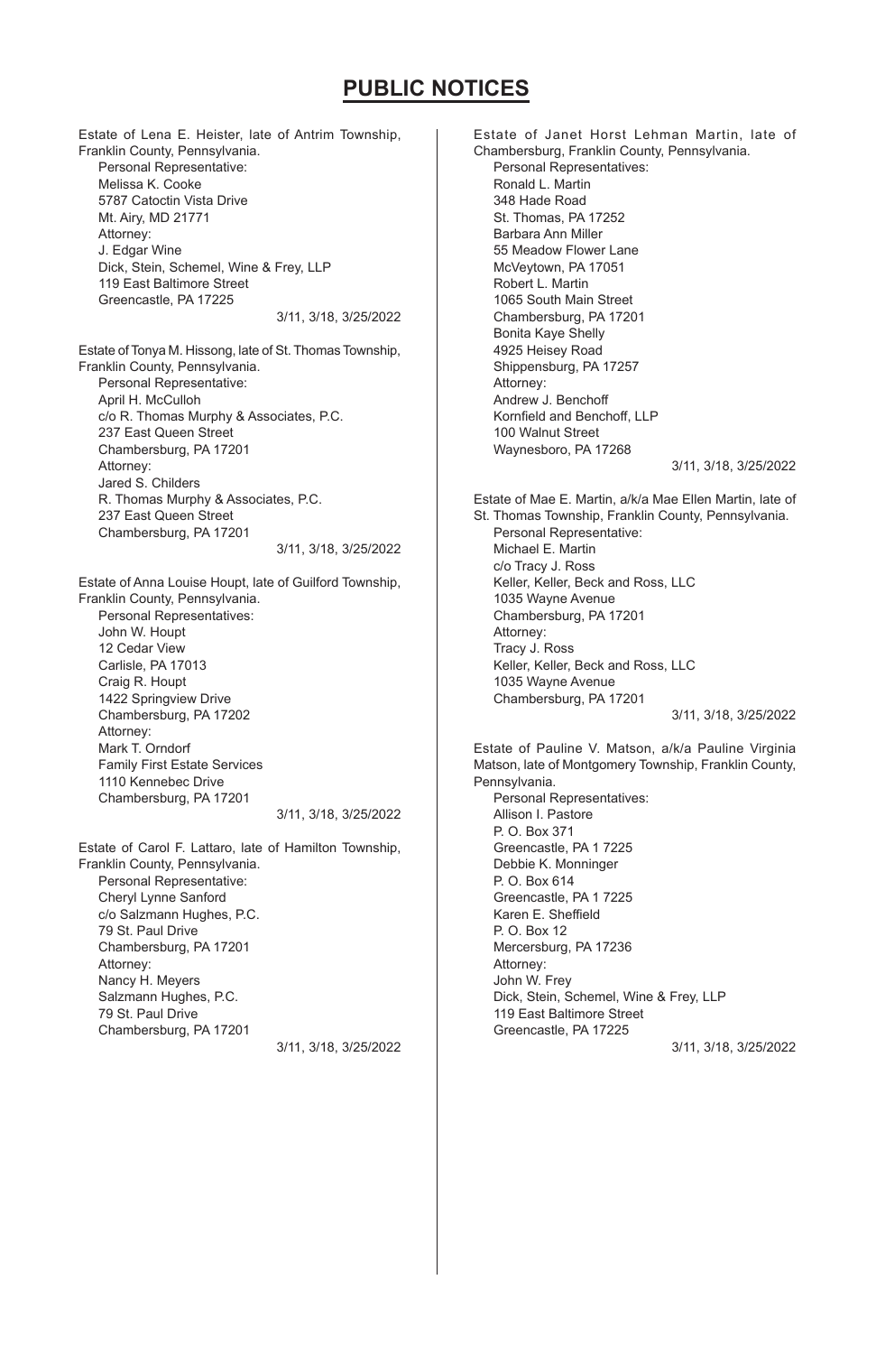# PUBLIC NOTICES

Estate of Lena E. Heister, late of Antrim Township, Franklin County, Pennsylvania.
Personal Representative:
Melissa K. Cooke
5787 Catoctin Vista Drive
Mt. Airy, MD 21771
Attorney:
J. Edgar Wine
Dick, Stein, Schemel, Wine & Frey, LLP
119 East Baltimore Street
Greencastle, PA 17225

3/11, 3/18, 3/25/2022

Estate of Tonya M. Hissong, late of St. Thomas Township, Franklin County, Pennsylvania.
Personal Representative:
April H. McCulloh
c/o R. Thomas Murphy & Associates, P.C.
237 East Queen Street
Chambersburg, PA 17201
Attorney:
Jared S. Childers
R. Thomas Murphy & Associates, P.C.
237 East Queen Street
Chambersburg, PA 17201

3/11, 3/18, 3/25/2022

Estate of Anna Louise Houpt, late of Guilford Township, Franklin County, Pennsylvania.
Personal Representatives:
John W. Houpt
12 Cedar View
Carlisle, PA 17013
Craig R. Houpt
1422 Springview Drive
Chambersburg, PA 17202
Attorney:
Mark T. Orndorf
Family First Estate Services
1110 Kennebec Drive
Chambersburg, PA 17201

3/11, 3/18, 3/25/2022

Estate of Carol F. Lattaro, late of Hamilton Township, Franklin County, Pennsylvania.
Personal Representative:
Cheryl Lynne Sanford
c/o Salzmann Hughes, P.C.
79 St. Paul Drive
Chambersburg, PA 17201
Attorney:
Nancy H. Meyers
Salzmann Hughes, P.C.
79 St. Paul Drive
Chambersburg, PA 17201

3/11, 3/18, 3/25/2022

Estate of Janet Horst Lehman Martin, late of Chambersburg, Franklin County, Pennsylvania.
Personal Representatives:
Ronald L. Martin
348 Hade Road
St. Thomas, PA 17252
Barbara Ann Miller
55 Meadow Flower Lane
McVeytown, PA 17051
Robert L. Martin
1065 South Main Street
Chambersburg, PA 17201
Bonita Kaye Shelly
4925 Heisey Road
Shippensburg, PA 17257
Attorney:
Andrew J. Benchoff
Kornfield and Benchoff, LLP
100 Walnut Street
Waynesboro, PA 17268

3/11, 3/18, 3/25/2022

Estate of Mae E. Martin, a/k/a Mae Ellen Martin, late of St. Thomas Township, Franklin County, Pennsylvania.
Personal Representative:
Michael E. Martin
c/o Tracy J. Ross
Keller, Keller, Beck and Ross, LLC
1035 Wayne Avenue
Chambersburg, PA 17201
Attorney:
Tracy J. Ross
Keller, Keller, Beck and Ross, LLC
1035 Wayne Avenue
Chambersburg, PA 17201

3/11, 3/18, 3/25/2022

Estate of Pauline V. Matson, a/k/a Pauline Virginia Matson, late of Montgomery Township, Franklin County, Pennsylvania.
Personal Representatives:
Allison I. Pastore
P. O. Box 371
Greencastle, PA 1 7225
Debbie K. Monninger
P. O. Box 614
Greencastle, PA 1 7225
Karen E. Sheffield
P. O. Box 12
Mercersburg, PA 17236
Attorney:
John W. Frey
Dick, Stein, Schemel, Wine & Frey, LLP
119 East Baltimore Street
Greencastle, PA 17225

3/11, 3/18, 3/25/2022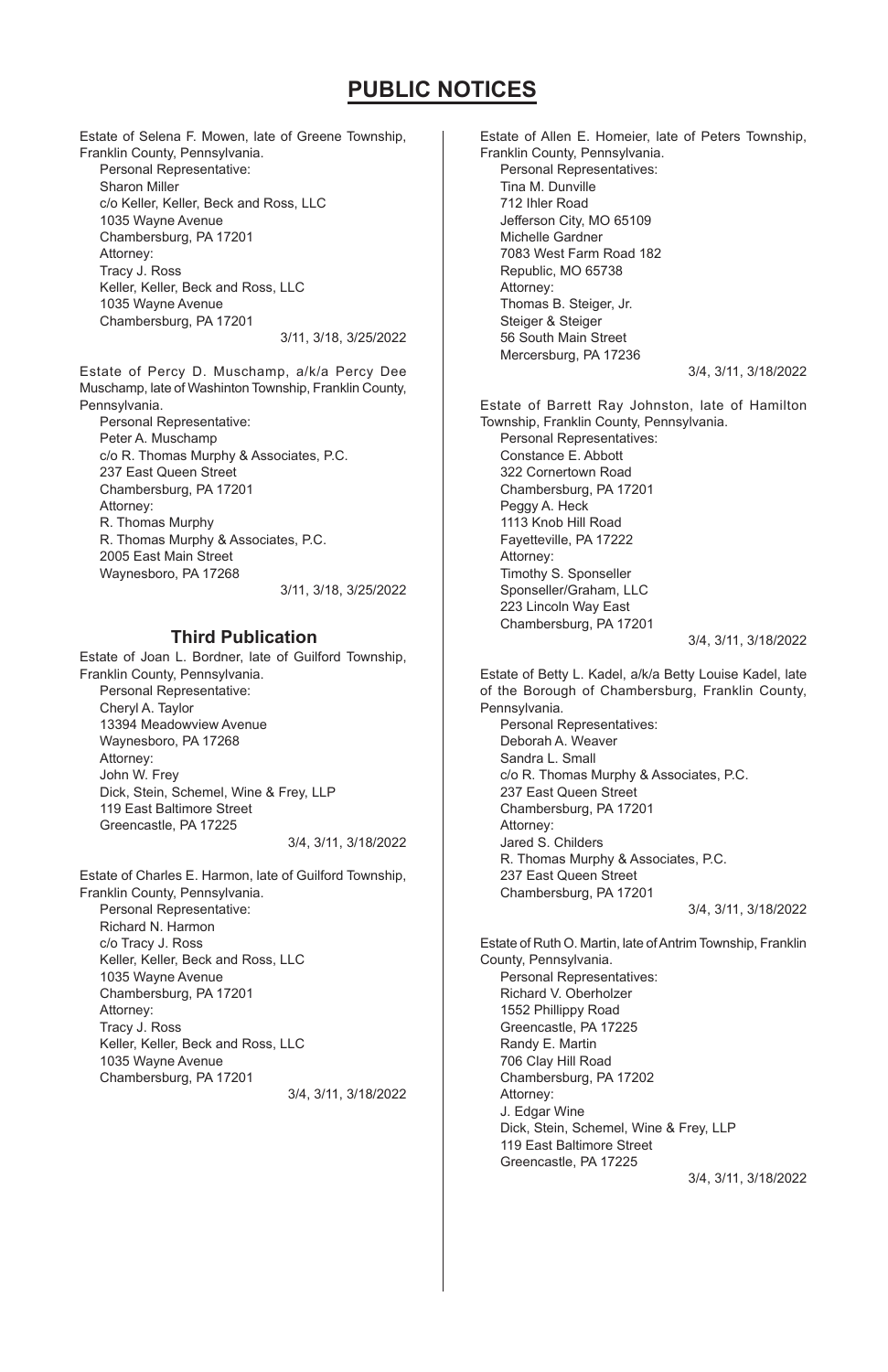# PUBLIC NOTICES

Estate of Selena F. Mowen, late of Greene Township, Franklin County, Pennsylvania.

Personal Representative:
Sharon Miller
c/o Keller, Keller, Beck and Ross, LLC
1035 Wayne Avenue
Chambersburg, PA 17201
Attorney:
Tracy J. Ross
Keller, Keller, Beck and Ross, LLC
1035 Wayne Avenue
Chambersburg, PA 17201

3/11, 3/18, 3/25/2022

Estate of Percy D. Muschamp, a/k/a Percy Dee Muschamp, late of Washinton Township, Franklin County, Pennsylvania.

Personal Representative:
Peter A. Muschamp
c/o R. Thomas Murphy & Associates, P.C.
237 East Queen Street
Chambersburg, PA 17201
Attorney:
R. Thomas Murphy
R. Thomas Murphy & Associates, P.C.
2005 East Main Street
Waynesboro, PA 17268

3/11, 3/18, 3/25/2022

### Third Publication

Estate of Joan L. Bordner, late of Guilford Township, Franklin County, Pennsylvania.

Personal Representative:
Cheryl A. Taylor
13394 Meadowview Avenue
Waynesboro, PA 17268
Attorney:
John W. Frey
Dick, Stein, Schemel, Wine & Frey, LLP
119 East Baltimore Street
Greencastle, PA 17225

3/4, 3/11, 3/18/2022

Estate of Charles E. Harmon, late of Guilford Township, Franklin County, Pennsylvania.

Personal Representative:
Richard N. Harmon
c/o Tracy J. Ross
Keller, Keller, Beck and Ross, LLC
1035 Wayne Avenue
Chambersburg, PA 17201
Attorney:
Tracy J. Ross
Keller, Keller, Beck and Ross, LLC
1035 Wayne Avenue
Chambersburg, PA 17201

3/4, 3/11, 3/18/2022

Estate of Allen E. Homeier, late of Peters Township, Franklin County, Pennsylvania.

Personal Representatives:
Tina M. Dunville
712 Ihler Road
Jefferson City, MO 65109
Michelle Gardner
7083 West Farm Road 182
Republic, MO 65738
Attorney:
Thomas B. Steiger, Jr.
Steiger & Steiger
56 South Main Street
Mercersburg, PA 17236

3/4, 3/11, 3/18/2022

Estate of Barrett Ray Johnston, late of Hamilton Township, Franklin County, Pennsylvania.

Personal Representatives:
Constance E. Abbott
322 Cornertown Road
Chambersburg, PA 17201
Peggy A. Heck
1113 Knob Hill Road
Fayetteville, PA 17222
Attorney:
Timothy S. Sponseller
Sponseller/Graham, LLC
223 Lincoln Way East
Chambersburg, PA 17201

3/4, 3/11, 3/18/2022

Estate of Betty L. Kadel, a/k/a Betty Louise Kadel, late of the Borough of Chambersburg, Franklin County, Pennsylvania.

Personal Representatives:
Deborah A. Weaver
Sandra L. Small
c/o R. Thomas Murphy & Associates, P.C.
237 East Queen Street
Chambersburg, PA 17201
Attorney:
Jared S. Childers
R. Thomas Murphy & Associates, P.C.
237 East Queen Street
Chambersburg, PA 17201

3/4, 3/11, 3/18/2022

Estate of Ruth O. Martin, late of Antrim Township, Franklin County, Pennsylvania.

Personal Representatives:
Richard V. Oberholzer
1552 Phillippy Road
Greencastle, PA 17225
Randy E. Martin
706 Clay Hill Road
Chambersburg, PA 17202
Attorney:
J. Edgar Wine
Dick, Stein, Schemel, Wine & Frey, LLP
119 East Baltimore Street
Greencastle, PA 17225

3/4, 3/11, 3/18/2022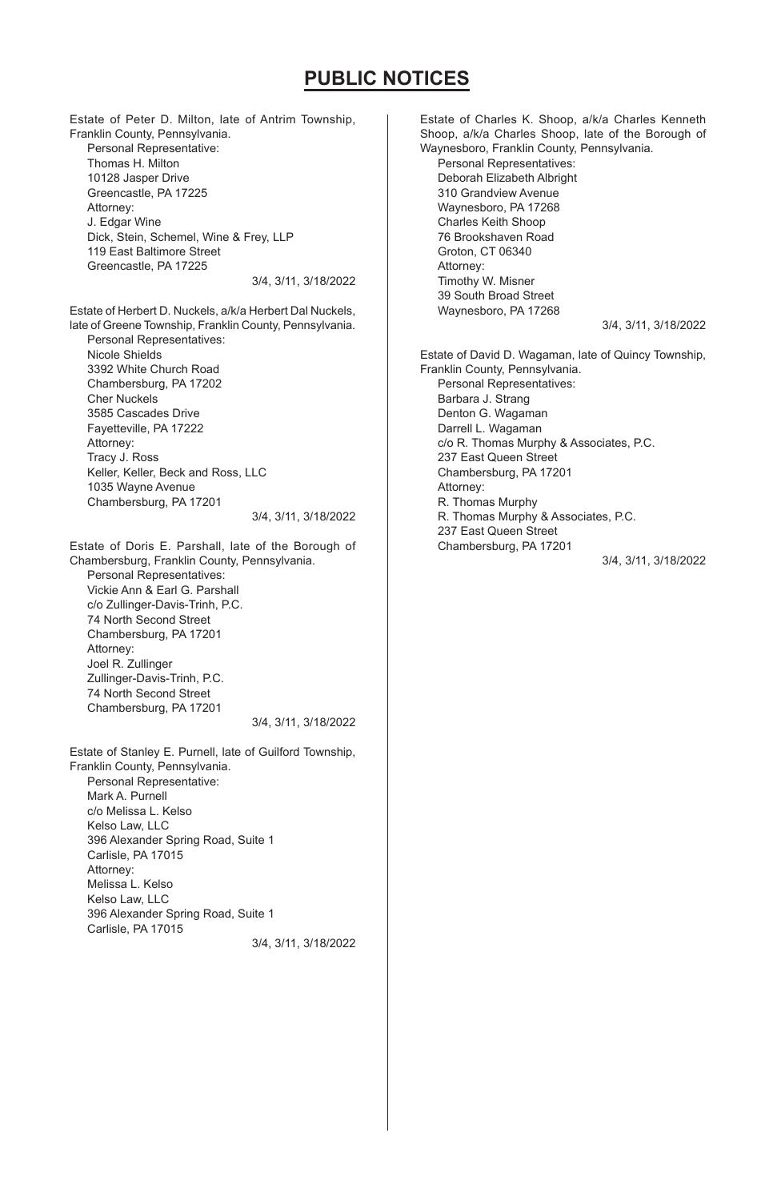# PUBLIC NOTICES

Estate of Peter D. Milton, late of Antrim Township, Franklin County, Pennsylvania.
Personal Representative:
Thomas H. Milton
10128 Jasper Drive
Greencastle, PA 17225
Attorney:
J. Edgar Wine
Dick, Stein, Schemel, Wine & Frey, LLP
119 East Baltimore Street
Greencastle, PA 17225

3/4, 3/11, 3/18/2022

Estate of Herbert D. Nuckels, a/k/a Herbert Dal Nuckels, late of Greene Township, Franklin County, Pennsylvania.
Personal Representatives:
Nicole Shields
3392 White Church Road
Chambersburg, PA 17202
Cher Nuckels
3585 Cascades Drive
Fayetteville, PA 17222
Attorney:
Tracy J. Ross
Keller, Keller, Beck and Ross, LLC
1035 Wayne Avenue
Chambersburg, PA 17201

3/4, 3/11, 3/18/2022

Estate of Doris E. Parshall, late of the Borough of Chambersburg, Franklin County, Pennsylvania.
Personal Representatives:
Vickie Ann & Earl G. Parshall
c/o Zullinger-Davis-Trinh, P.C.
74 North Second Street
Chambersburg, PA 17201
Attorney:
Joel R. Zullinger
Zullinger-Davis-Trinh, P.C.
74 North Second Street
Chambersburg, PA 17201

3/4, 3/11, 3/18/2022

Estate of Stanley E. Purnell, late of Guilford Township, Franklin County, Pennsylvania.
Personal Representative:
Mark A. Purnell
c/o Melissa L. Kelso
Kelso Law, LLC
396 Alexander Spring Road, Suite 1
Carlisle, PA 17015
Attorney:
Melissa L. Kelso
Kelso Law, LLC
396 Alexander Spring Road, Suite 1
Carlisle, PA 17015

3/4, 3/11, 3/18/2022

Estate of Charles K. Shoop, a/k/a Charles Kenneth Shoop, a/k/a Charles Shoop, late of the Borough of Waynesboro, Franklin County, Pennsylvania.
Personal Representatives:
Deborah Elizabeth Albright
310 Grandview Avenue
Waynesboro, PA 17268
Charles Keith Shoop
76 Brookshaven Road
Groton, CT 06340
Attorney:
Timothy W. Misner
39 South Broad Street
Waynesboro, PA 17268

3/4, 3/11, 3/18/2022

Estate of David D. Wagaman, late of Quincy Township, Franklin County, Pennsylvania.
Personal Representatives:
Barbara J. Strang
Denton G. Wagaman
Darrell L. Wagaman
c/o R. Thomas Murphy & Associates, P.C.
237 East Queen Street
Chambersburg, PA 17201
Attorney:
R. Thomas Murphy
R. Thomas Murphy & Associates, P.C.
237 East Queen Street
Chambersburg, PA 17201

3/4, 3/11, 3/18/2022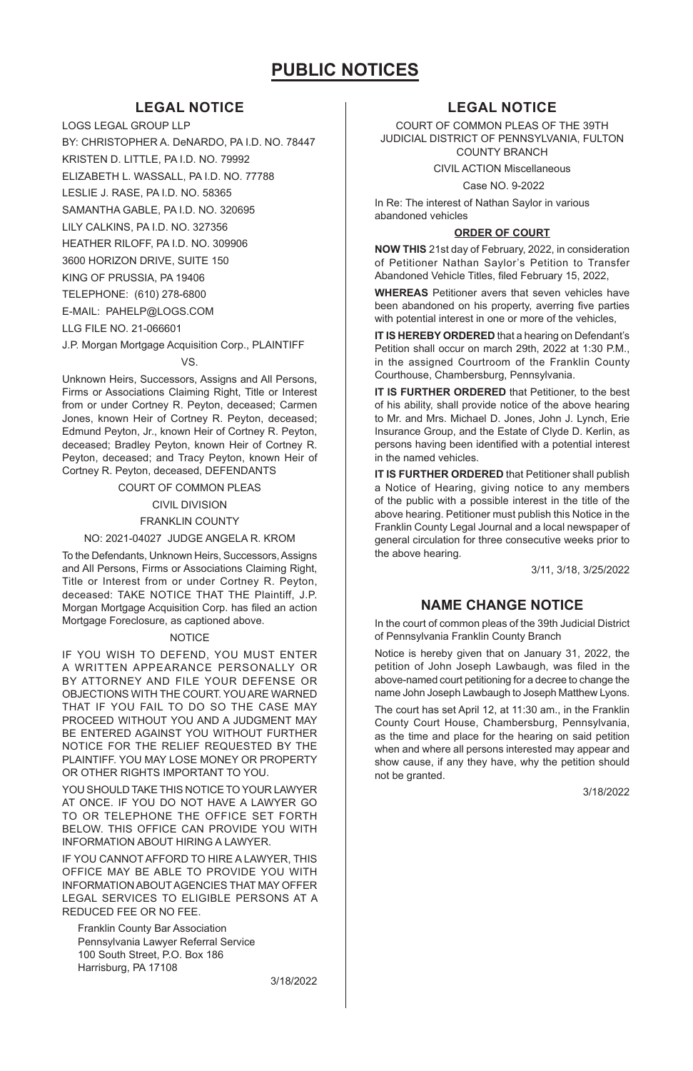# PUBLIC NOTICES

## LEGAL NOTICE

LOGS LEGAL GROUP LLP

BY: CHRISTOPHER A. DeNARDO, PA I.D. NO. 78447

KRISTEN D. LITTLE, PA I.D. NO. 79992

ELIZABETH L. WASSALL, PA I.D. NO. 77788

LESLIE J. RASE, PA I.D. NO. 58365

SAMANTHA GABLE, PA I.D. NO. 320695

LILY CALKINS, PA I.D. NO. 327356

HEATHER RILOFF, PA I.D. NO. 309906

3600 HORIZON DRIVE, SUITE 150

KING OF PRUSSIA, PA 19406

TELEPHONE: (610) 278-6800

E-MAIL: PAHELP@LOGS.COM

LLG FILE NO. 21-066601

J.P. Morgan Mortgage Acquisition Corp., PLAINTIFF

VS.

Unknown Heirs, Successors, Assigns and All Persons, Firms or Associations Claiming Right, Title or Interest from or under Cortney R. Peyton, deceased; Carmen Jones, known Heir of Cortney R. Peyton, deceased; Edmund Peyton, Jr., known Heir of Cortney R. Peyton, deceased; Bradley Peyton, known Heir of Cortney R. Peyton, deceased; and Tracy Peyton, known Heir of Cortney R. Peyton, deceased, DEFENDANTS

COURT OF COMMON PLEAS

CIVIL DIVISION

FRANKLIN COUNTY

NO: 2021-04027 JUDGE ANGELA R. KROM

To the Defendants, Unknown Heirs, Successors, Assigns and All Persons, Firms or Associations Claiming Right, Title or Interest from or under Cortney R. Peyton, deceased: TAKE NOTICE THAT THE Plaintiff, J.P. Morgan Mortgage Acquisition Corp. has filed an action Mortgage Foreclosure, as captioned above.

NOTICE

IF YOU WISH TO DEFEND, YOU MUST ENTER A WRITTEN APPEARANCE PERSONALLY OR BY ATTORNEY AND FILE YOUR DEFENSE OR OBJECTIONS WITH THE COURT. YOU ARE WARNED THAT IF YOU FAIL TO DO SO THE CASE MAY PROCEED WITHOUT YOU AND A JUDGMENT MAY BE ENTERED AGAINST YOU WITHOUT FURTHER NOTICE FOR THE RELIEF REQUESTED BY THE PLAINTIFF. YOU MAY LOSE MONEY OR PROPERTY OR OTHER RIGHTS IMPORTANT TO YOU.

YOU SHOULD TAKE THIS NOTICE TO YOUR LAWYER AT ONCE. IF YOU DO NOT HAVE A LAWYER GO TO OR TELEPHONE THE OFFICE SET FORTH BELOW. THIS OFFICE CAN PROVIDE YOU WITH INFORMATION ABOUT HIRING A LAWYER.

IF YOU CANNOT AFFORD TO HIRE A LAWYER, THIS OFFICE MAY BE ABLE TO PROVIDE YOU WITH INFORMATION ABOUT AGENCIES THAT MAY OFFER LEGAL SERVICES TO ELIGIBLE PERSONS AT A REDUCED FEE OR NO FEE.

Franklin County Bar Association
Pennsylvania Lawyer Referral Service
100 South Street, P.O. Box 186
Harrisburg, PA 17108

3/18/2022

## LEGAL NOTICE

COURT OF COMMON PLEAS OF THE 39TH JUDICIAL DISTRICT OF PENNSYLVANIA, FULTON COUNTY BRANCH

CIVIL ACTION Miscellaneous

Case NO. 9-2022

In Re: The interest of Nathan Saylor in various abandoned vehicles

**ORDER OF COURT**

**NOW THIS** 21st day of February, 2022, in consideration of Petitioner Nathan Saylor's Petition to Transfer Abandoned Vehicle Titles, filed February 15, 2022,

**WHEREAS** Petitioner avers that seven vehicles have been abandoned on his property, averring five parties with potential interest in one or more of the vehicles,

**IT IS HEREBY ORDERED** that a hearing on Defendant's Petition shall occur on march 29th, 2022 at 1:30 P.M., in the assigned Courtroom of the Franklin County Courthouse, Chambersburg, Pennsylvania.

**IT IS FURTHER ORDERED** that Petitioner, to the best of his ability, shall provide notice of the above hearing to Mr. and Mrs. Michael D. Jones, John J. Lynch, Erie Insurance Group, and the Estate of Clyde D. Kerlin, as persons having been identified with a potential interest in the named vehicles.

**IT IS FURTHER ORDERED** that Petitioner shall publish a Notice of Hearing, giving notice to any members of the public with a possible interest in the title of the above hearing. Petitioner must publish this Notice in the Franklin County Legal Journal and a local newspaper of general circulation for three consecutive weeks prior to the above hearing.

3/11, 3/18, 3/25/2022

## NAME CHANGE NOTICE

In the court of common pleas of the 39th Judicial District of Pennsylvania Franklin County Branch

Notice is hereby given that on January 31, 2022, the petition of John Joseph Lawbaugh, was filed in the above-named court petitioning for a decree to change the name John Joseph Lawbaugh to Joseph Matthew Lyons.

The court has set April 12, at 11:30 am., in the Franklin County Court House, Chambersburg, Pennsylvania, as the time and place for the hearing on said petition when and where all persons interested may appear and show cause, if any they have, why the petition should not be granted.

3/18/2022